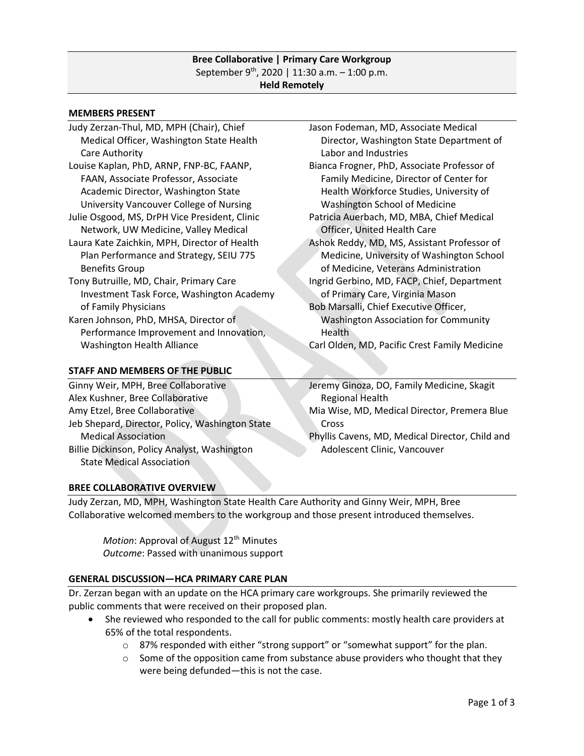**Bree Collaborative | Primary Care Workgroup**
September 9th, 2020 | 11:30 a.m. – 1:00 p.m.
**Held Remotely**

## MEMBERS PRESENT

- Judy Zerzan-Thul, MD, MPH (Chair), Chief Medical Officer, Washington State Health Care Authority
- Louise Kaplan, PhD, ARNP, FNP-BC, FAANP, FAAN, Associate Professor, Associate Academic Director, Washington State University Vancouver College of Nursing
- Julie Osgood, MS, DrPH Vice President, Clinic Network, UW Medicine, Valley Medical
- Laura Kate Zaichkin, MPH, Director of Health Plan Performance and Strategy, SEIU 775 Benefits Group
- Tony Butruille, MD, Chair, Primary Care Investment Task Force, Washington Academy of Family Physicians
- Karen Johnson, PhD, MHSA, Director of Performance Improvement and Innovation, Washington Health Alliance
- Jason Fodeman, MD, Associate Medical Director, Washington State Department of Labor and Industries
- Bianca Frogner, PhD, Associate Professor of Family Medicine, Director of Center for Health Workforce Studies, University of Washington School of Medicine
- Patricia Auerbach, MD, MBA, Chief Medical Officer, United Health Care
- Ashok Reddy, MD, MS, Assistant Professor of Medicine, University of Washington School of Medicine, Veterans Administration
- Ingrid Gerbino, MD, FACP, Chief, Department of Primary Care, Virginia Mason
- Bob Marsalli, Chief Executive Officer, Washington Association for Community Health
- Carl Olden, MD, Pacific Crest Family Medicine

## STAFF AND MEMBERS OF THE PUBLIC

- Ginny Weir, MPH, Bree Collaborative
- Alex Kushner, Bree Collaborative
- Amy Etzel, Bree Collaborative
- Jeb Shepard, Director, Policy, Washington State Medical Association
- Billie Dickinson, Policy Analyst, Washington State Medical Association
- Jeremy Ginoza, DO, Family Medicine, Skagit Regional Health
- Mia Wise, MD, Medical Director, Premera Blue Cross
- Phyllis Cavens, MD, Medical Director, Child and Adolescent Clinic, Vancouver

## BREE COLLABORATIVE OVERVIEW

Judy Zerzan, MD, MPH, Washington State Health Care Authority and Ginny Weir, MPH, Bree Collaborative welcomed members to the workgroup and those present introduced themselves.

> *Motion*: Approval of August 12th Minutes
> *Outcome*: Passed with unanimous support

## GENERAL DISCUSSION—HCA PRIMARY CARE PLAN

Dr. Zerzan began with an update on the HCA primary care workgroups. She primarily reviewed the public comments that were received on their proposed plan.

- She reviewed who responded to the call for public comments: mostly health care providers at 65% of the total respondents.
  - 87% responded with either "strong support" or "somewhat support" for the plan.
  - Some of the opposition came from substance abuse providers who thought that they were being defunded—this is not the case.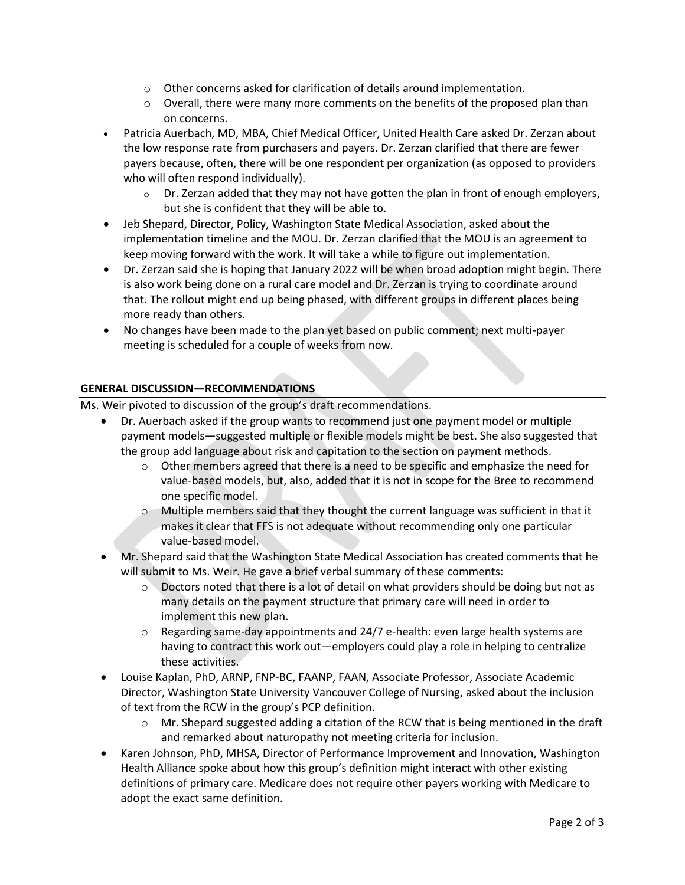- Other concerns asked for clarification of details around implementation.
  - Overall, there were many more comments on the benefits of the proposed plan than on concerns.
- Patricia Auerbach, MD, MBA, Chief Medical Officer, United Health Care asked Dr. Zerzan about the low response rate from purchasers and payers. Dr. Zerzan clarified that there are fewer payers because, often, there will be one respondent per organization (as opposed to providers who will often respond individually).
  - Dr. Zerzan added that they may not have gotten the plan in front of enough employers, but she is confident that they will be able to.
- Jeb Shepard, Director, Policy, Washington State Medical Association, asked about the implementation timeline and the MOU. Dr. Zerzan clarified that the MOU is an agreement to keep moving forward with the work. It will take a while to figure out implementation.
- Dr. Zerzan said she is hoping that January 2022 will be when broad adoption might begin. There is also work being done on a rural care model and Dr. Zerzan is trying to coordinate around that. The rollout might end up being phased, with different groups in different places being more ready than others.
- No changes have been made to the plan yet based on public comment; next multi-payer meeting is scheduled for a couple of weeks from now.

## GENERAL DISCUSSION—RECOMMENDATIONS

Ms. Weir pivoted to discussion of the group's draft recommendations.

- Dr. Auerbach asked if the group wants to recommend just one payment model or multiple payment models—suggested multiple or flexible models might be best. She also suggested that the group add language about risk and capitation to the section on payment methods.
  - Other members agreed that there is a need to be specific and emphasize the need for value-based models, but, also, added that it is not in scope for the Bree to recommend one specific model.
  - Multiple members said that they thought the current language was sufficient in that it makes it clear that FFS is not adequate without recommending only one particular value-based model.
- Mr. Shepard said that the Washington State Medical Association has created comments that he will submit to Ms. Weir. He gave a brief verbal summary of these comments:
  - Doctors noted that there is a lot of detail on what providers should be doing but not as many details on the payment structure that primary care will need in order to implement this new plan.
  - Regarding same-day appointments and 24/7 e-health: even large health systems are having to contract this work out—employers could play a role in helping to centralize these activities.
- Louise Kaplan, PhD, ARNP, FNP-BC, FAANP, FAAN, Associate Professor, Associate Academic Director, Washington State University Vancouver College of Nursing, asked about the inclusion of text from the RCW in the group's PCP definition.
  - Mr. Shepard suggested adding a citation of the RCW that is being mentioned in the draft and remarked about naturopathy not meeting criteria for inclusion.
- Karen Johnson, PhD, MHSA, Director of Performance Improvement and Innovation, Washington Health Alliance spoke about how this group's definition might interact with other existing definitions of primary care. Medicare does not require other payers working with Medicare to adopt the exact same definition.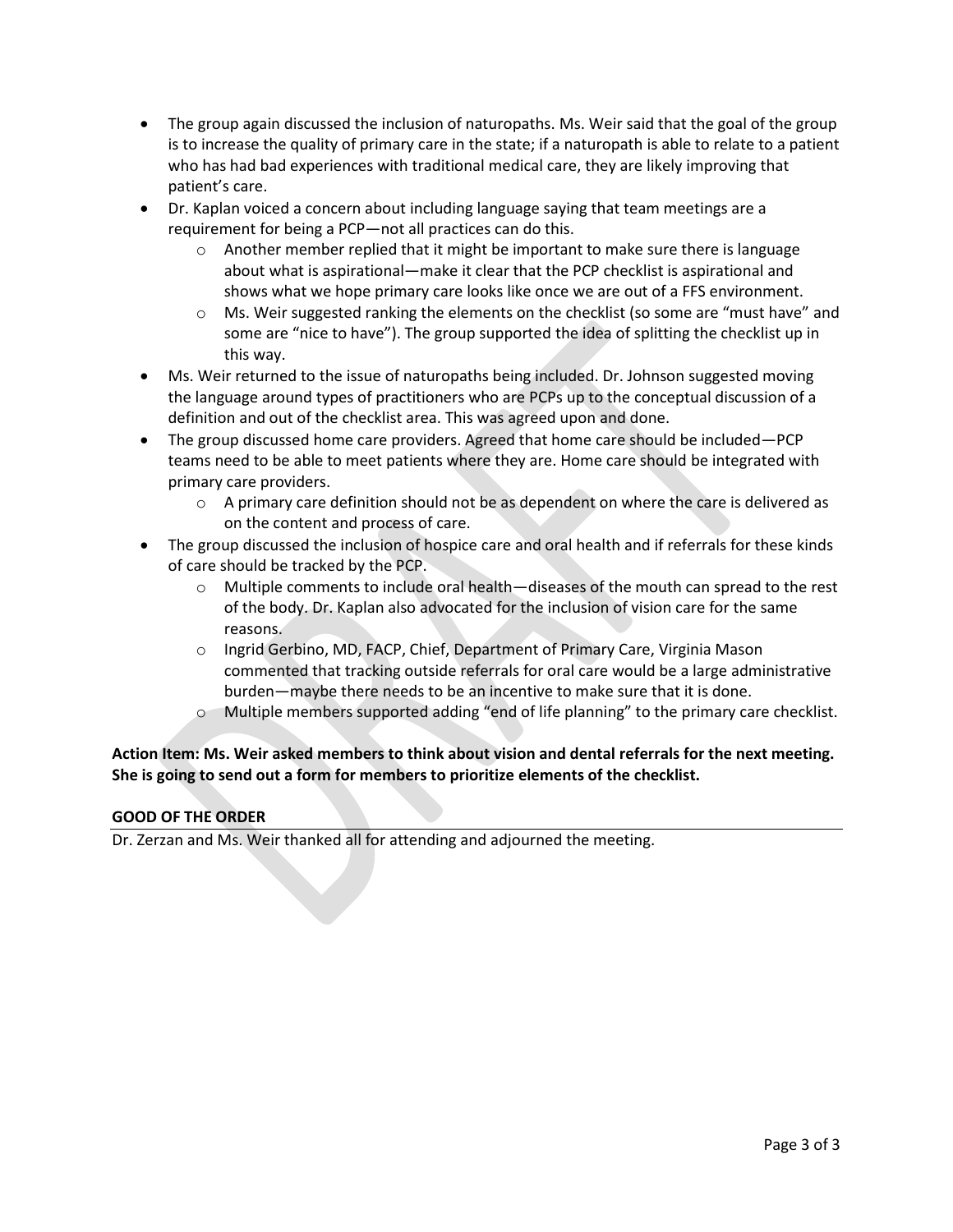- The group again discussed the inclusion of naturopaths. Ms. Weir said that the goal of the group is to increase the quality of primary care in the state; if a naturopath is able to relate to a patient who has had bad experiences with traditional medical care, they are likely improving that patient's care.
- Dr. Kaplan voiced a concern about including language saying that team meetings are a requirement for being a PCP—not all practices can do this.
  - Another member replied that it might be important to make sure there is language about what is aspirational—make it clear that the PCP checklist is aspirational and shows what we hope primary care looks like once we are out of a FFS environment.
  - Ms. Weir suggested ranking the elements on the checklist (so some are "must have" and some are "nice to have"). The group supported the idea of splitting the checklist up in this way.
- Ms. Weir returned to the issue of naturopaths being included. Dr. Johnson suggested moving the language around types of practitioners who are PCPs up to the conceptual discussion of a definition and out of the checklist area. This was agreed upon and done.
- The group discussed home care providers. Agreed that home care should be included—PCP teams need to be able to meet patients where they are. Home care should be integrated with primary care providers.
  - A primary care definition should not be as dependent on where the care is delivered as on the content and process of care.
- The group discussed the inclusion of hospice care and oral health and if referrals for these kinds of care should be tracked by the PCP.
  - Multiple comments to include oral health—diseases of the mouth can spread to the rest of the body. Dr. Kaplan also advocated for the inclusion of vision care for the same reasons.
  - Ingrid Gerbino, MD, FACP, Chief, Department of Primary Care, Virginia Mason commented that tracking outside referrals for oral care would be a large administrative burden—maybe there needs to be an incentive to make sure that it is done.
  - Multiple members supported adding "end of life planning" to the primary care checklist.

**Action Item: Ms. Weir asked members to think about vision and dental referrals for the next meeting. She is going to send out a form for members to prioritize elements of the checklist.**

**GOOD OF THE ORDER**

Dr. Zerzan and Ms. Weir thanked all for attending and adjourned the meeting.